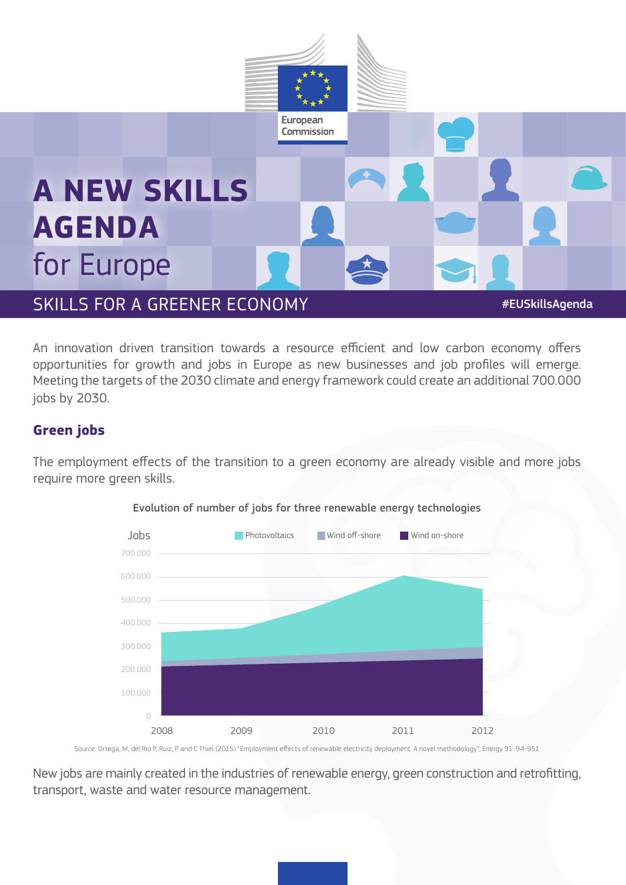European Commission

# A NEW SKILLS AGENDA for Europe

## SKILLS FOR A GREENER ECONOMY

#EUSkillsAgenda

An innovation driven transition towards a resource efficient and low carbon economy offers opportunities for growth and jobs in Europe as new businesses and job profiles will emerge. Meeting the targets of the 2030 climate and energy framework could create an additional 700.000 jobs by 2030.

### Green jobs

The employment effects of the transition to a green economy are already visible and more jobs require more green skills.

**Evolution of number of jobs for three renewable energy technologies**

Jobs — Photovoltaics, Wind off-shore, Wind on-shore

700.000
600.000
500.000
400.000
300.000
200.000
100.000
0

2008 2009 2010 2011 2012

Source: Ortega, M, del Rio P, Ruiz, P and C Thiel (2015) "Employment effects of renewable electricity deployment. A novel methodology", Energy 91: 94-951

New jobs are mainly created in the industries of renewable energy, green construction and retrofitting, transport, waste and water resource management.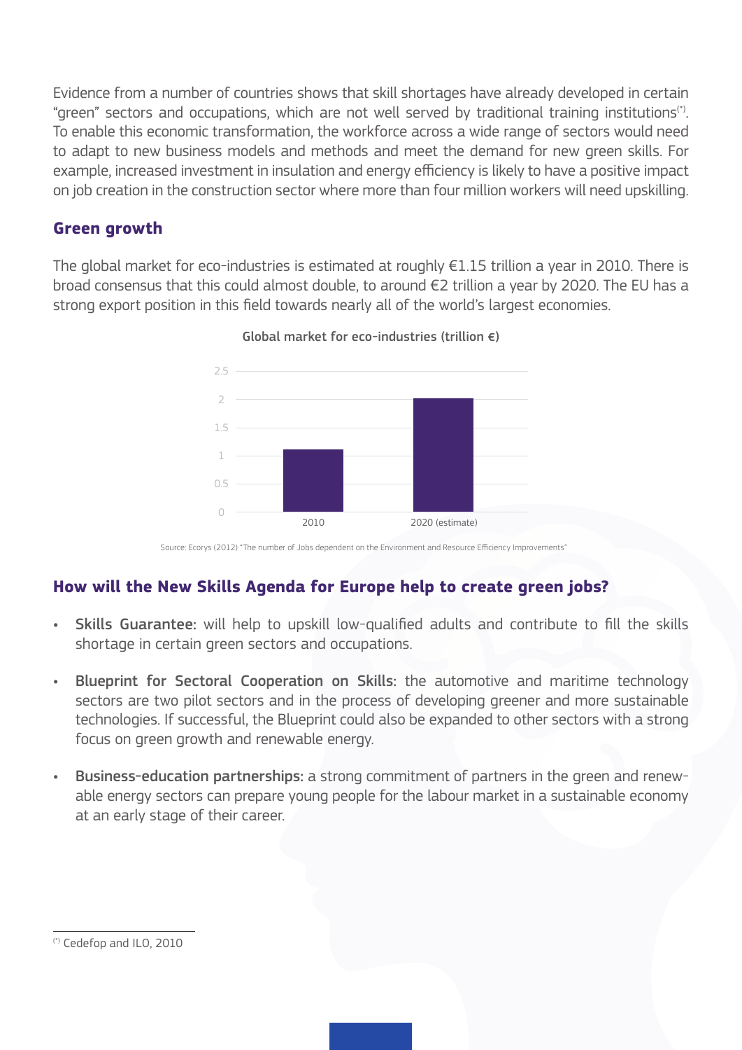Evidence from a number of countries shows that skill shortages have already developed in certain "green" sectors and occupations, which are not well served by traditional training institutions[*]. To enable this economic transformation, the workforce across a wide range of sectors would need to adapt to new business models and methods and meet the demand for new green skills. For example, increased investment in insulation and energy efficiency is likely to have a positive impact on job creation in the construction sector where more than four million workers will need upskilling.

## Green growth

The global market for eco-industries is estimated at roughly €1.15 trillion a year in 2010. There is broad consensus that this could almost double, to around €2 trillion a year by 2020. The EU has a strong export position in this field towards nearly all of the world's largest economies.

Global market for eco-industries (trillion €)

2.5
2
1.5
1
0.5
0
2010
2020 (estimate)

Source: Ecorys (2012) "The number of Jobs dependent on the Environment and Resource Efficiency Improvements"

## How will the New Skills Agenda for Europe help to create green jobs?

- **Skills Guarantee:** will help to upskill low-qualified adults and contribute to fill the skills shortage in certain green sectors and occupations.
- **Blueprint for Sectoral Cooperation on Skills:** the automotive and maritime technology sectors are two pilot sectors and in the process of developing greener and more sustainable technologies. If successful, the Blueprint could also be expanded to other sectors with a strong focus on green growth and renewable energy.
- **Business-education partnerships:** a strong commitment of partners in the green and renewable energy sectors can prepare young people for the labour market in a sustainable economy at an early stage of their career.

---

[*] Cedefop and ILO, 2010